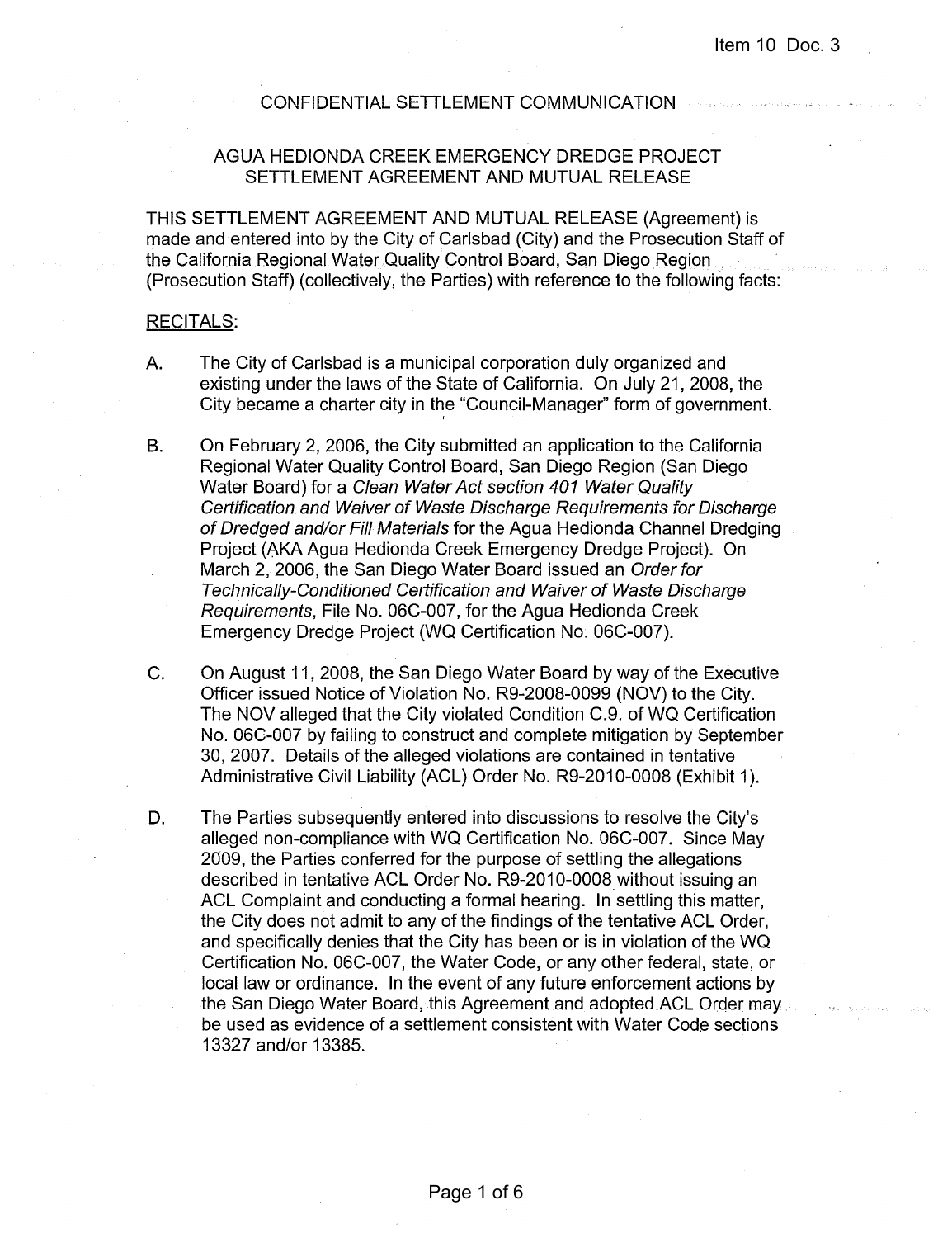Item 10 Doc. 3

CONFIDENTIAL SETTLEMENT COMMUNICATION

# AGUA HEDIONDA CREEK EMERGENCY DREDGE PROJECT SETTLEMENT AGREEMENT AND MUTUAL RELEASE

THIS SETTLEMENT AGREEMENT AND MUTUAL RELEASE (Agreement) is made and entered into by the City of Carlsbad (City) and the Prosecution Staff of the California Regional Water Quality Control Board, San Diego Region (Prosecution Staff) (collectively, the Parties) with reference to the following facts:

RECITALS:

A. The City of Carlsbad is a municipal corporation duly organized and existing under the laws of the State of California. On July 21, 2008, the City became a charter city in the "Council-Manager" form of government.

B. On February 2, 2006, the City submitted an application to the California Regional Water Quality Control Board, San Diego Region (San Diego Water Board) for a *Clean Water Act section 401 Water Quality Certification and Waiver of Waste Discharge Requirements for Discharge of Dredged and/or Fill Materials* for the Agua Hedionda Channel Dredging Project (AKA Agua Hedionda Creek Emergency Dredge Project). On March 2, 2006, the San Diego Water Board issued an *Order for Technically-Conditioned Certification and Waiver of Waste Discharge Requirements*, File No. 06C-007, for the Agua Hedionda Creek Emergency Dredge Project (WQ Certification No. 06C-007).

C. On August 11, 2008, the San Diego Water Board by way of the Executive Officer issued Notice of Violation No. R9-2008-0099 (NOV) to the City. The NOV alleged that the City violated Condition C.9. of WQ Certification No. 06C-007 by failing to construct and complete mitigation by September 30, 2007. Details of the alleged violations are contained in tentative Administrative Civil Liability (ACL) Order No. R9-2010-0008 (Exhibit 1).

D. The Parties subsequently entered into discussions to resolve the City's alleged non-compliance with WQ Certification No. 06C-007. Since May 2009, the Parties conferred for the purpose of settling the allegations described in tentative ACL Order No. R9-2010-0008 without issuing an ACL Complaint and conducting a formal hearing. In settling this matter, the City does not admit to any of the findings of the tentative ACL Order, and specifically denies that the City has been or is in violation of the WQ Certification No. 06C-007, the Water Code, or any other federal, state, or local law or ordinance. In the event of any future enforcement actions by the San Diego Water Board, this Agreement and adopted ACL Order may be used as evidence of a settlement consistent with Water Code sections 13327 and/or 13385.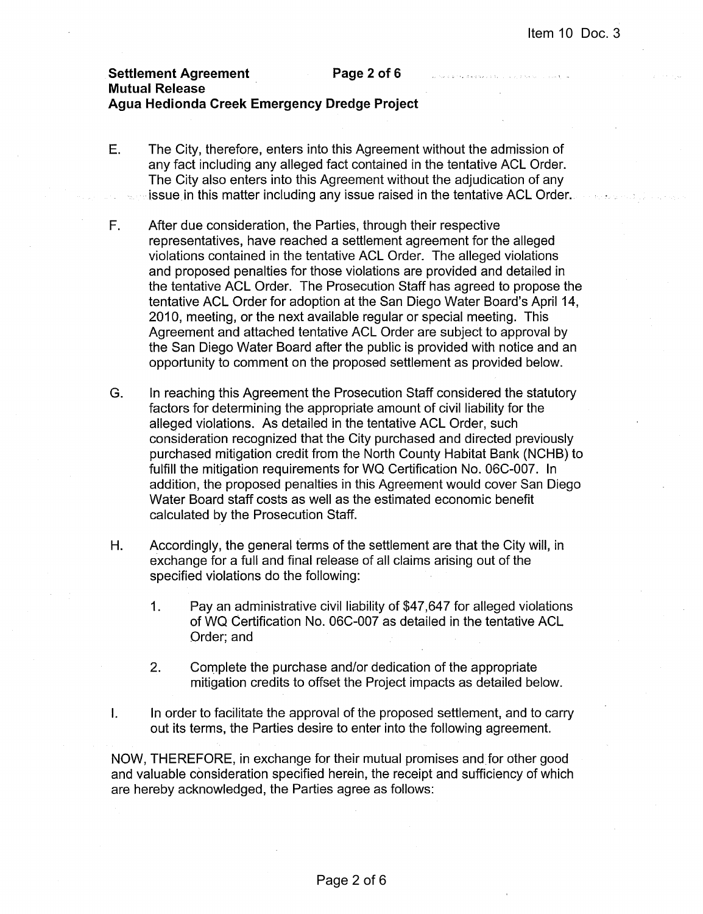E. The City, therefore, enters into this Agreement without the admission of any fact including any alleged fact contained in the tentative ACL Order. The City also enters into this Agreement without the adjudication of any issue in this matter including any issue raised in the tentative ACL Order.

F. After due consideration, the Parties, through their respective representatives, have reached a settlement agreement for the alleged violations contained in the tentative ACL Order. The alleged violations and proposed penalties for those violations are provided and detailed in the tentative ACL Order. The Prosecution Staff has agreed to propose the tentative ACL Order for adoption at the San Diego Water Board's April 14, 2010, meeting, or the next available regular or special meeting. This Agreement and attached tentative ACL Order are subject to approval by the San Diego Water Board after the public is provided with notice and an opportunity to comment on the proposed settlement as provided below.

G. In reaching this Agreement the Prosecution Staff considered the statutory factors for determining the appropriate amount of civil liability for the alleged violations. As detailed in the tentative ACL Order, such consideration recognized that the City purchased and directed previously purchased mitigation credit from the North County Habitat Bank (NCHB) to fulfill the mitigation requirements for WQ Certification No. 06C-007. In addition, the proposed penalties in this Agreement would cover San Diego Water Board staff costs as well as the estimated economic benefit calculated by the Prosecution Staff.

H. Accordingly, the general terms of the settlement are that the City will, in exchange for a full and final release of all claims arising out of the specified violations do the following:

   1. Pay an administrative civil liability of $47,647 for alleged violations of WQ Certification No. 06C-007 as detailed in the tentative ACL Order; and

   2. Complete the purchase and/or dedication of the appropriate mitigation credits to offset the Project impacts as detailed below.

I. In order to facilitate the approval of the proposed settlement, and to carry out its terms, the Parties desire to enter into the following agreement.

NOW, THEREFORE, in exchange for their mutual promises and for other good and valuable consideration specified herein, the receipt and sufficiency of which are hereby acknowledged, the Parties agree as follows: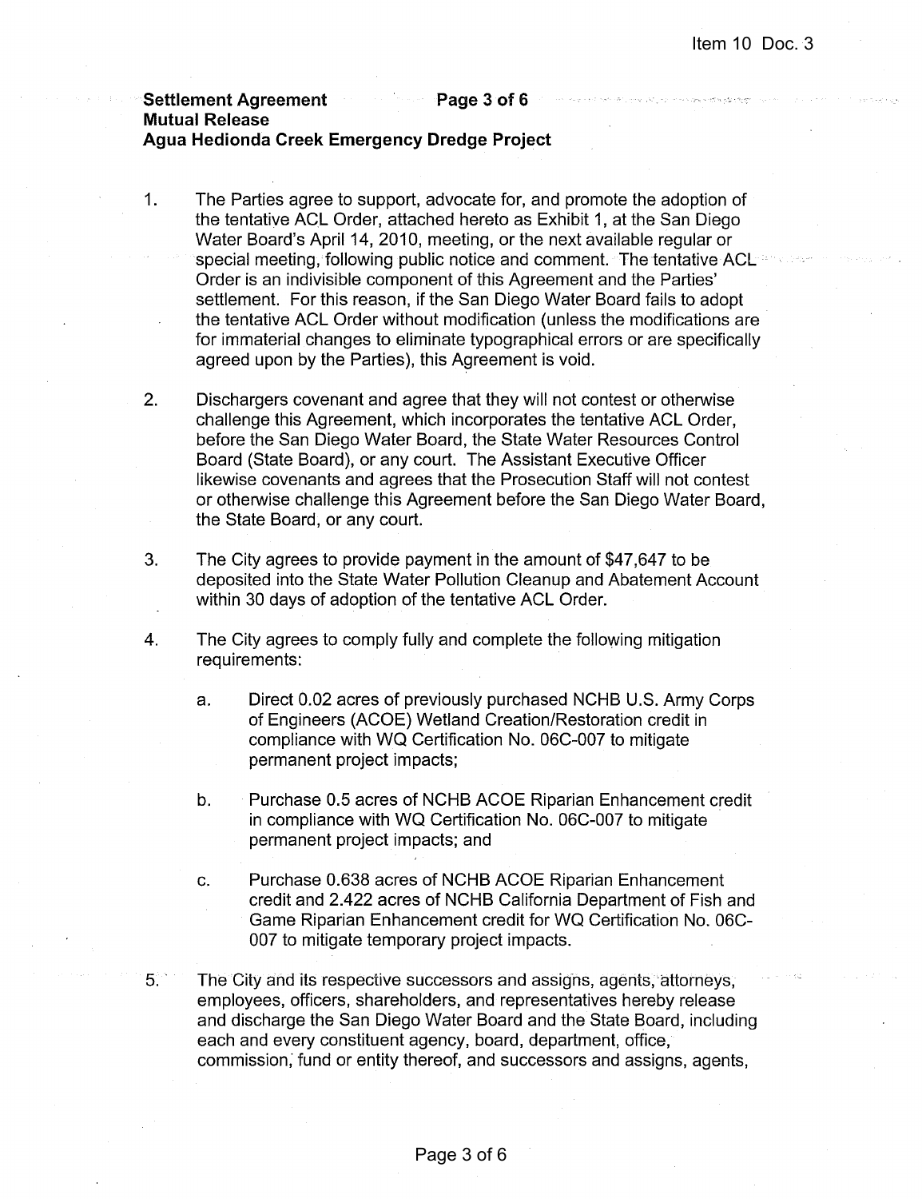1. The Parties agree to support, advocate for, and promote the adoption of the tentative ACL Order, attached hereto as Exhibit 1, at the San Diego Water Board's April 14, 2010, meeting, or the next available regular or special meeting, following public notice and comment. The tentative ACL Order is an indivisible component of this Agreement and the Parties' settlement. For this reason, if the San Diego Water Board fails to adopt the tentative ACL Order without modification (unless the modifications are for immaterial changes to eliminate typographical errors or are specifically agreed upon by the Parties), this Agreement is void.

2. Dischargers covenant and agree that they will not contest or otherwise challenge this Agreement, which incorporates the tentative ACL Order, before the San Diego Water Board, the State Water Resources Control Board (State Board), or any court. The Assistant Executive Officer likewise covenants and agrees that the Prosecution Staff will not contest or otherwise challenge this Agreement before the San Diego Water Board, the State Board, or any court.

3. The City agrees to provide payment in the amount of $47,647 to be deposited into the State Water Pollution Cleanup and Abatement Account within 30 days of adoption of the tentative ACL Order.

4. The City agrees to comply fully and complete the following mitigation requirements:

   a. Direct 0.02 acres of previously purchased NCHB U.S. Army Corps of Engineers (ACOE) Wetland Creation/Restoration credit in compliance with WQ Certification No. 06C-007 to mitigate permanent project impacts;

   b. Purchase 0.5 acres of NCHB ACOE Riparian Enhancement credit in compliance with WQ Certification No. 06C-007 to mitigate permanent project impacts; and

   c. Purchase 0.638 acres of NCHB ACOE Riparian Enhancement credit and 2.422 acres of NCHB California Department of Fish and Game Riparian Enhancement credit for WQ Certification No. 06C-007 to mitigate temporary project impacts.

5. The City and its respective successors and assigns, agents, attorneys, employees, officers, shareholders, and representatives hereby release and discharge the San Diego Water Board and the State Board, including each and every constituent agency, board, department, office, commission, fund or entity thereof, and successors and assigns, agents,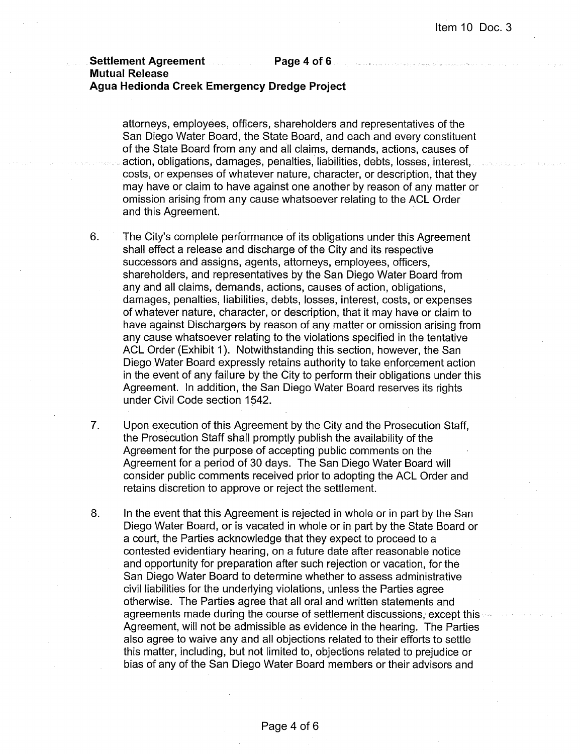attorneys, employees, officers, shareholders and representatives of the San Diego Water Board, the State Board, and each and every constituent of the State Board from any and all claims, demands, actions, causes of action, obligations, damages, penalties, liabilities, debts, losses, interest, costs, or expenses of whatever nature, character, or description, that they may have or claim to have against one another by reason of any matter or omission arising from any cause whatsoever relating to the ACL Order and this Agreement.

6. The City's complete performance of its obligations under this Agreement shall effect a release and discharge of the City and its respective successors and assigns, agents, attorneys, employees, officers, shareholders, and representatives by the San Diego Water Board from any and all claims, demands, actions, causes of action, obligations, damages, penalties, liabilities, debts, losses, interest, costs, or expenses of whatever nature, character, or description, that it may have or claim to have against Dischargers by reason of any matter or omission arising from any cause whatsoever relating to the violations specified in the tentative ACL Order (Exhibit 1). Notwithstanding this section, however, the San Diego Water Board expressly retains authority to take enforcement action in the event of any failure by the City to perform their obligations under this Agreement. In addition, the San Diego Water Board reserves its rights under Civil Code section 1542.

7. Upon execution of this Agreement by the City and the Prosecution Staff, the Prosecution Staff shall promptly publish the availability of the Agreement for the purpose of accepting public comments on the Agreement for a period of 30 days. The San Diego Water Board will consider public comments received prior to adopting the ACL Order and retains discretion to approve or reject the settlement.

8. In the event that this Agreement is rejected in whole or in part by the San Diego Water Board, or is vacated in whole or in part by the State Board or a court, the Parties acknowledge that they expect to proceed to a contested evidentiary hearing, on a future date after reasonable notice and opportunity for preparation after such rejection or vacation, for the San Diego Water Board to determine whether to assess administrative civil liabilities for the underlying violations, unless the Parties agree otherwise. The Parties agree that all oral and written statements and agreements made during the course of settlement discussions, except this Agreement, will not be admissible as evidence in the hearing. The Parties also agree to waive any and all objections related to their efforts to settle this matter, including, but not limited to, objections related to prejudice or bias of any of the San Diego Water Board members or their advisors and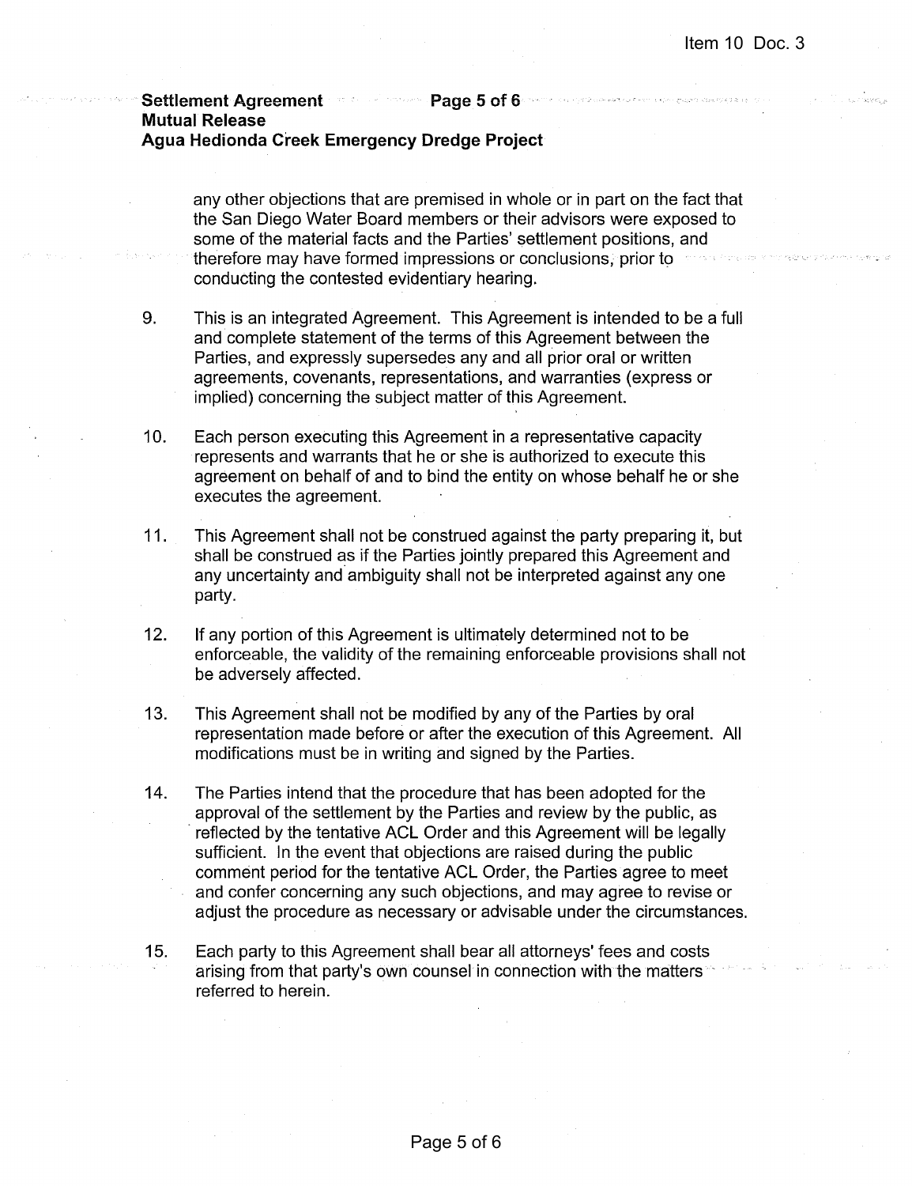any other objections that are premised in whole or in part on the fact that the San Diego Water Board members or their advisors were exposed to some of the material facts and the Parties' settlement positions, and therefore may have formed impressions or conclusions, prior to conducting the contested evidentiary hearing.

9. This is an integrated Agreement. This Agreement is intended to be a full and complete statement of the terms of this Agreement between the Parties, and expressly supersedes any and all prior oral or written agreements, covenants, representations, and warranties (express or implied) concerning the subject matter of this Agreement.

10. Each person executing this Agreement in a representative capacity represents and warrants that he or she is authorized to execute this agreement on behalf of and to bind the entity on whose behalf he or she executes the agreement.

11. This Agreement shall not be construed against the party preparing it, but shall be construed as if the Parties jointly prepared this Agreement and any uncertainty and ambiguity shall not be interpreted against any one party.

12. If any portion of this Agreement is ultimately determined not to be enforceable, the validity of the remaining enforceable provisions shall not be adversely affected.

13. This Agreement shall not be modified by any of the Parties by oral representation made before or after the execution of this Agreement. All modifications must be in writing and signed by the Parties.

14. The Parties intend that the procedure that has been adopted for the approval of the settlement by the Parties and review by the public, as reflected by the tentative ACL Order and this Agreement will be legally sufficient. In the event that objections are raised during the public comment period for the tentative ACL Order, the Parties agree to meet and confer concerning any such objections, and may agree to revise or adjust the procedure as necessary or advisable under the circumstances.

15. Each party to this Agreement shall bear all attorneys' fees and costs arising from that party's own counsel in connection with the matters referred to herein.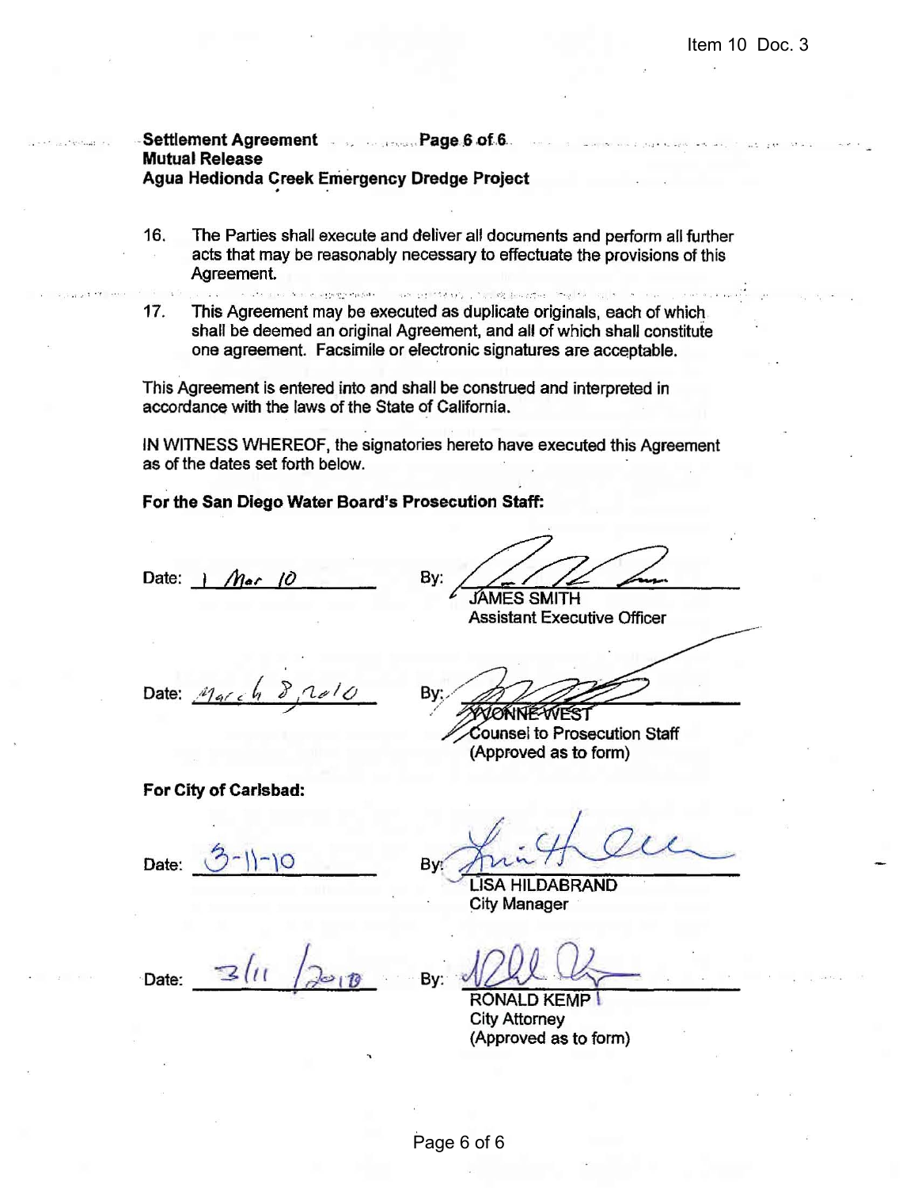**Settlement Agreement** **Page 6 of 6**
**Mutual Release**
**Agua Hedionda Creek Emergency Dredge Project**

16. The Parties shall execute and deliver all documents and perform all further acts that may be reasonably necessary to effectuate the provisions of this Agreement.

17. This Agreement may be executed as duplicate originals, each of which shall be deemed an original Agreement, and all of which shall constitute one agreement. Facsimile or electronic signatures are acceptable.

This Agreement is entered into and shall be construed and interpreted in accordance with the laws of the State of California.

IN WITNESS WHEREOF, the signatories hereto have executed this Agreement as of the dates set forth below.

**For the San Diego Water Board's Prosecution Staff:**

Date: 1 Mar 10 By: ______________________
JAMES SMITH
Assistant Executive Officer

Date: March 8, 2010 By: ______________________
YVONNE WEST
Counsel to Prosecution Staff
(Approved as to form)

**For City of Carlsbad:**

Date: 3-11-10 By: ______________________
LISA HILDABRAND
City Manager

Date: 3/11/2010 By: ______________________
RONALD KEMP
City Attorney
(Approved as to form)